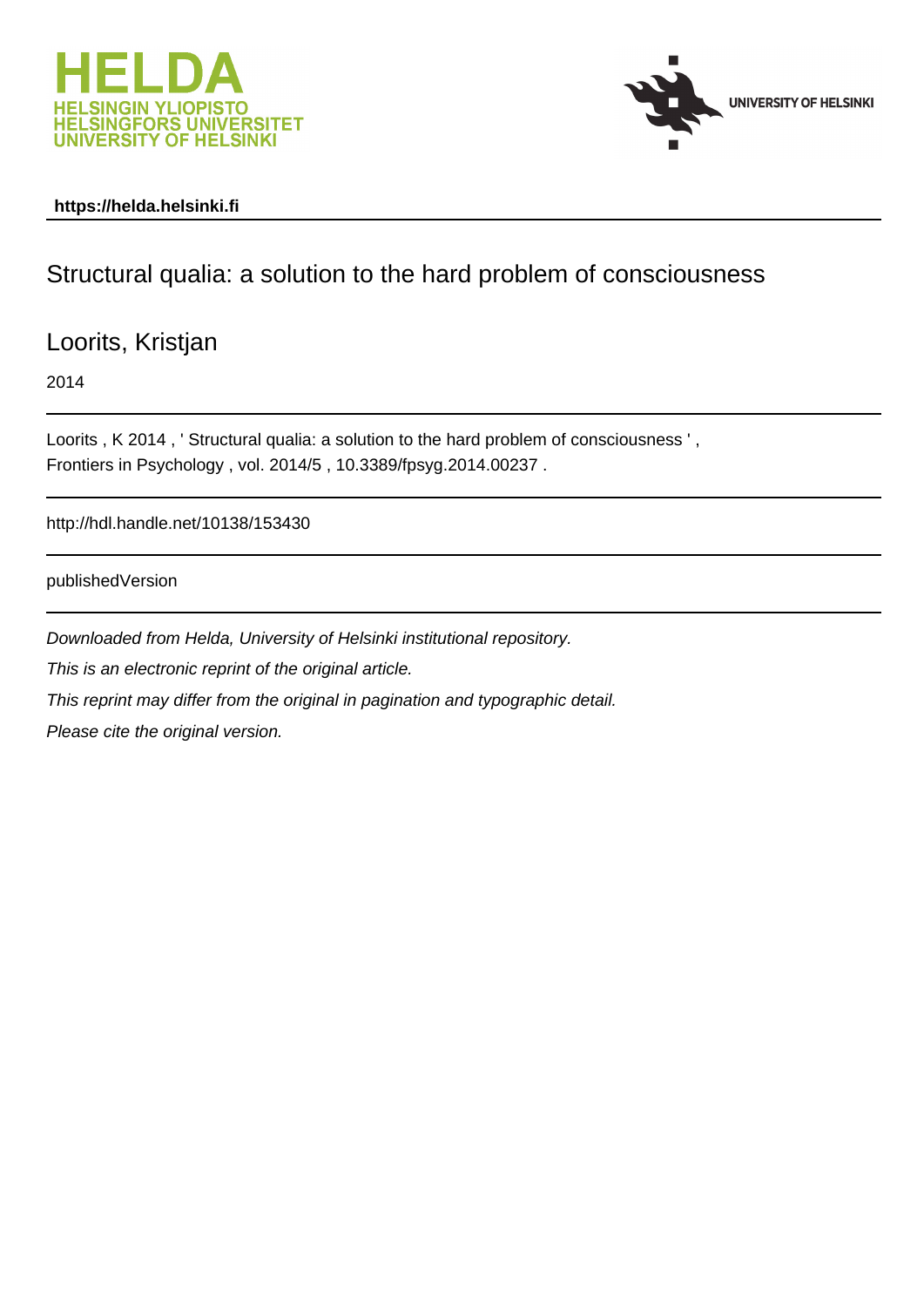HELDA
HELSINGIN YLIOPISTO
HELSINGFORS UNIVERSITET
UNIVERSITY OF HELSINKI

UNIVERSITY OF HELSINKI

**https://helda.helsinki.fi**

# Structural qualia: a solution to the hard problem of consciousness

Loorits, Kristjan

2014

Loorits , K 2014 , ' Structural qualia: a solution to the hard problem of consciousness ' , Frontiers in Psychology , vol. 2014/5 , 10.3389/fpsyg.2014.00237 .

http://hdl.handle.net/10138/153430

publishedVersion

*Downloaded from Helda, University of Helsinki institutional repository.*

*This is an electronic reprint of the original article.*

*This reprint may differ from the original in pagination and typographic detail.*

*Please cite the original version.*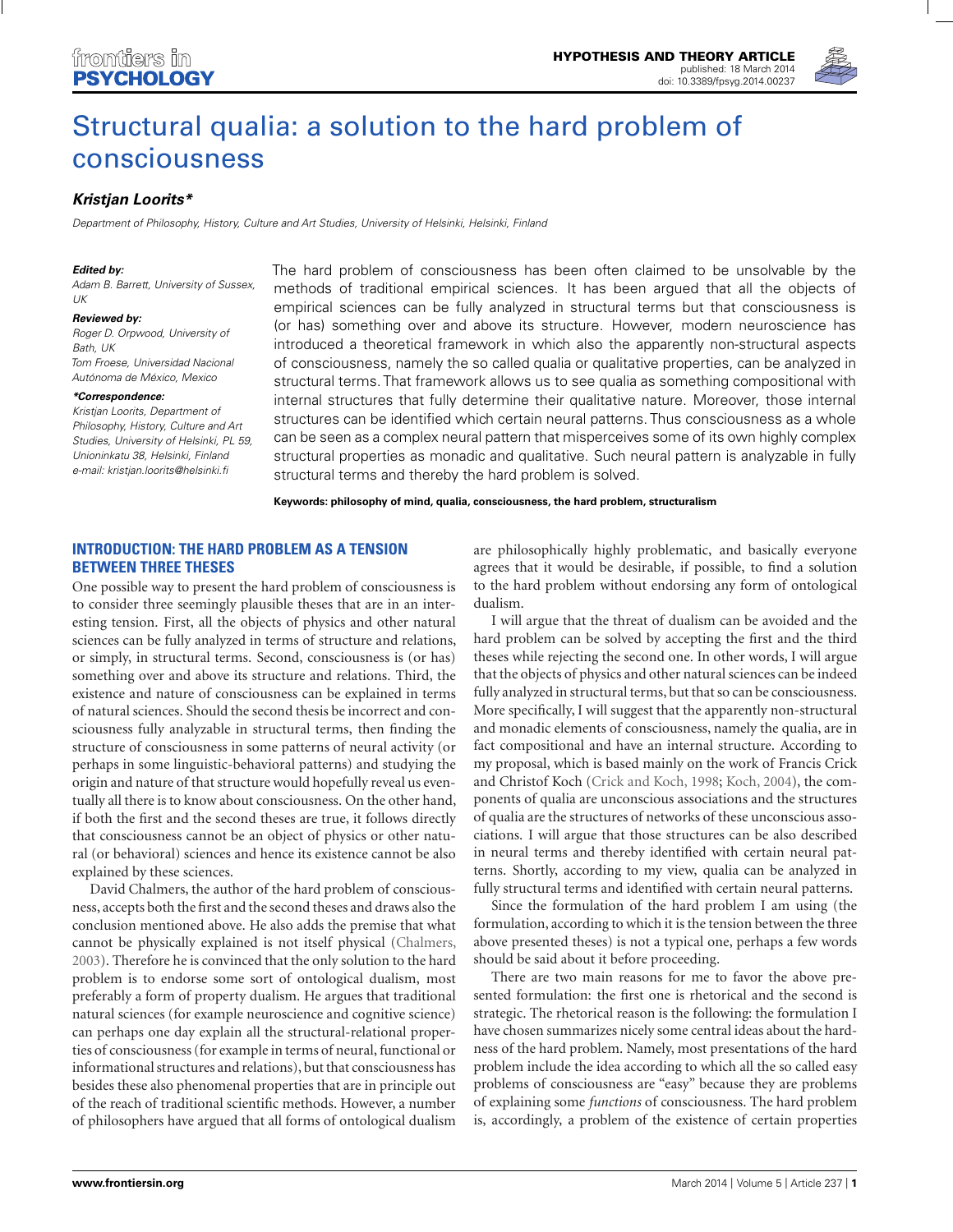# Structural qualia: a solution to the hard problem of consciousness

***Kristjan Loorits****

*Department of Philosophy, History, Culture and Art Studies, University of Helsinki, Helsinki, Finland*

***Edited by:***
*Adam B. Barrett, University of Sussex, UK*

***Reviewed by:***
*Roger D. Orpwood, University of Bath, UK*
*Tom Froese, Universidad Nacional Autónoma de México, Mexico*

****Correspondence:***
*Kristjan Loorits, Department of Philosophy, History, Culture and Art Studies, University of Helsinki, PL 59, Unioninkatu 38, Helsinki, Finland e-mail: kristjan.loorits@helsinki.fi*

The hard problem of consciousness has been often claimed to be unsolvable by the methods of traditional empirical sciences. It has been argued that all the objects of empirical sciences can be fully analyzed in structural terms but that consciousness is (or has) something over and above its structure. However, modern neuroscience has introduced a theoretical framework in which also the apparently non-structural aspects of consciousness, namely the so called qualia or qualitative properties, can be analyzed in structural terms. That framework allows us to see qualia as something compositional with internal structures that fully determine their qualitative nature. Moreover, those internal structures can be identified which certain neural patterns. Thus consciousness as a whole can be seen as a complex neural pattern that misperceives some of its own highly complex structural properties as monadic and qualitative. Such neural pattern is analyzable in fully structural terms and thereby the hard problem is solved.

**Keywords: philosophy of mind, qualia, consciousness, the hard problem, structuralism**

## INTRODUCTION: THE HARD PROBLEM AS A TENSION BETWEEN THREE THESES

One possible way to present the hard problem of consciousness is to consider three seemingly plausible theses that are in an interesting tension. First, all the objects of physics and other natural sciences can be fully analyzed in terms of structure and relations, or simply, in structural terms. Second, consciousness is (or has) something over and above its structure and relations. Third, the existence and nature of consciousness can be explained in terms of natural sciences. Should the second thesis be incorrect and consciousness fully analyzable in structural terms, then finding the structure of consciousness in some patterns of neural activity (or perhaps in some linguistic-behavioral patterns) and studying the origin and nature of that structure would hopefully reveal us eventually all there is to know about consciousness. On the other hand, if both the first and the second theses are true, it follows directly that consciousness cannot be an object of physics or other natural (or behavioral) sciences and hence its existence cannot be also explained by these sciences.

David Chalmers, the author of the hard problem of consciousness, accepts both the first and the second theses and draws also the conclusion mentioned above. He also adds the premise that what cannot be physically explained is not itself physical (Chalmers, 2003). Therefore he is convinced that the only solution to the hard problem is to endorse some sort of ontological dualism, most preferably a form of property dualism. He argues that traditional natural sciences (for example neuroscience and cognitive science) can perhaps one day explain all the structural-relational properties of consciousness (for example in terms of neural, functional or informational structures and relations), but that consciousness has besides these also phenomenal properties that are in principle out of the reach of traditional scientific methods. However, a number of philosophers have argued that all forms of ontological dualism are philosophically highly problematic, and basically everyone agrees that it would be desirable, if possible, to find a solution to the hard problem without endorsing any form of ontological dualism.

I will argue that the threat of dualism can be avoided and the hard problem can be solved by accepting the first and the third theses while rejecting the second one. In other words, I will argue that the objects of physics and other natural sciences can be indeed fully analyzed in structural terms, but that so can be consciousness. More specifically, I will suggest that the apparently non-structural and monadic elements of consciousness, namely the qualia, are in fact compositional and have an internal structure. According to my proposal, which is based mainly on the work of Francis Crick and Christof Koch (Crick and Koch, 1998; Koch, 2004), the components of qualia are unconscious associations and the structures of qualia are the structures of networks of these unconscious associations. I will argue that those structures can be also described in neural terms and thereby identified with certain neural patterns. Shortly, according to my view, qualia can be analyzed in fully structural terms and identified with certain neural patterns.

Since the formulation of the hard problem I am using (the formulation, according to which it is the tension between the three above presented theses) is not a typical one, perhaps a few words should be said about it before proceeding.

There are two main reasons for me to favor the above presented formulation: the first one is rhetorical and the second is strategic. The rhetorical reason is the following: the formulation I have chosen summarizes nicely some central ideas about the hardness of the hard problem. Namely, most presentations of the hard problem include the idea according to which all the so called easy problems of consciousness are "easy" because they are problems of explaining some *functions* of consciousness. The hard problem is, accordingly, a problem of the existence of certain properties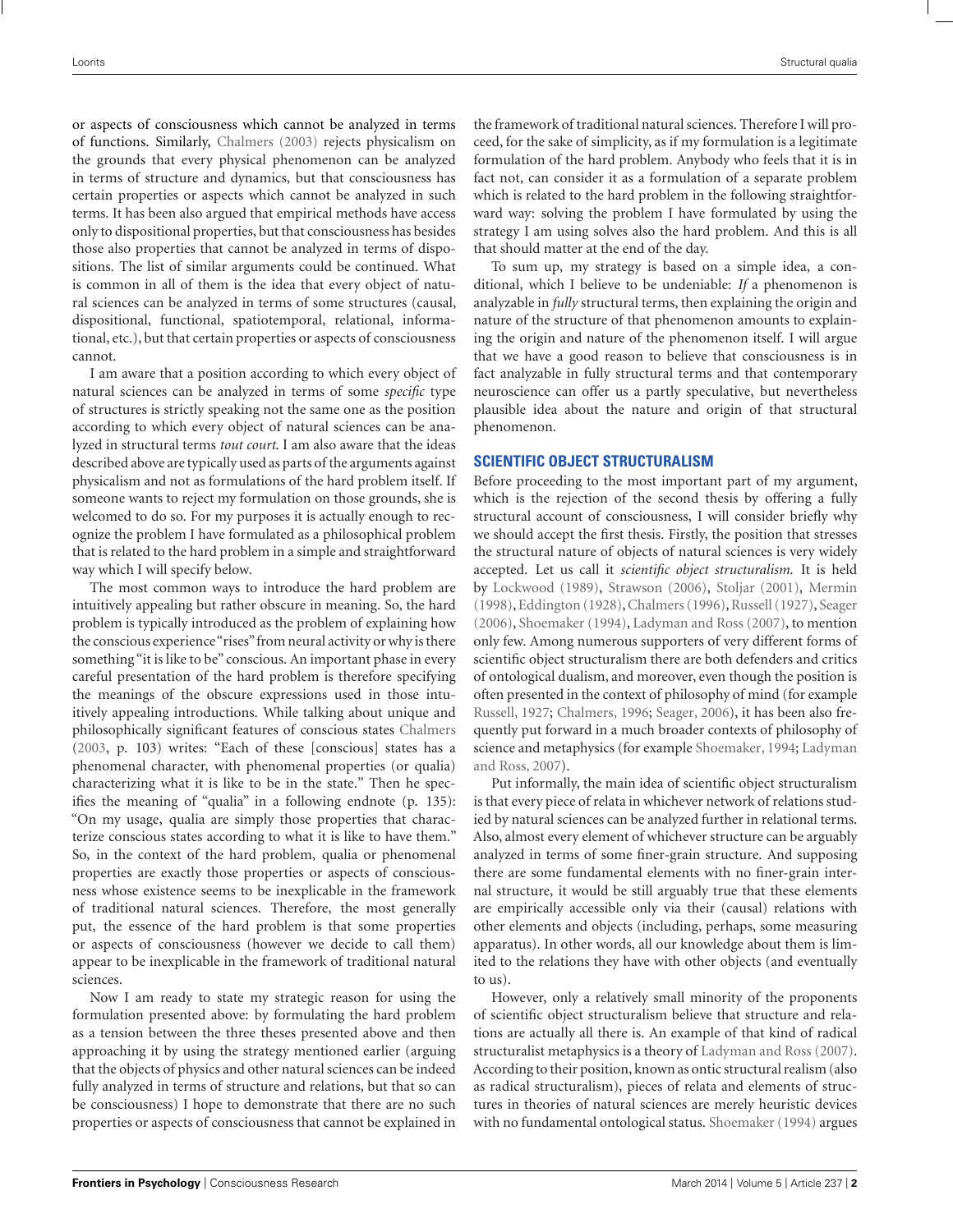or aspects of consciousness which cannot be analyzed in terms of functions. Similarly, Chalmers (2003) rejects physicalism on the grounds that every physical phenomenon can be analyzed in terms of structure and dynamics, but that consciousness has certain properties or aspects which cannot be analyzed in such terms. It has been also argued that empirical methods have access only to dispositional properties, but that consciousness has besides those also properties that cannot be analyzed in terms of dispositions. The list of similar arguments could be continued. What is common in all of them is the idea that every object of natural sciences can be analyzed in terms of some structures (causal, dispositional, functional, spatiotemporal, relational, informational, etc.), but that certain properties or aspects of consciousness cannot.

I am aware that a position according to which every object of natural sciences can be analyzed in terms of some *specific* type of structures is strictly speaking not the same one as the position according to which every object of natural sciences can be analyzed in structural terms *tout court*. I am also aware that the ideas described above are typically used as parts of the arguments against physicalism and not as formulations of the hard problem itself. If someone wants to reject my formulation on those grounds, she is welcomed to do so. For my purposes it is actually enough to recognize the problem I have formulated as a philosophical problem that is related to the hard problem in a simple and straightforward way which I will specify below.

The most common ways to introduce the hard problem are intuitively appealing but rather obscure in meaning. So, the hard problem is typically introduced as the problem of explaining how the conscious experience "rises" from neural activity or why is there something "it is like to be" conscious. An important phase in every careful presentation of the hard problem is therefore specifying the meanings of the obscure expressions used in those intuitively appealing introductions. While talking about unique and philosophically significant features of conscious states Chalmers (2003, p. 103) writes: "Each of these [conscious] states has a phenomenal character, with phenomenal properties (or qualia) characterizing what it is like to be in the state." Then he specifies the meaning of "qualia" in a following endnote (p. 135): "On my usage, qualia are simply those properties that characterize conscious states according to what it is like to have them." So, in the context of the hard problem, qualia or phenomenal properties are exactly those properties or aspects of consciousness whose existence seems to be inexplicable in the framework of traditional natural sciences. Therefore, the most generally put, the essence of the hard problem is that some properties or aspects of consciousness (however we decide to call them) appear to be inexplicable in the framework of traditional natural sciences.

Now I am ready to state my strategic reason for using the formulation presented above: by formulating the hard problem as a tension between the three theses presented above and then approaching it by using the strategy mentioned earlier (arguing that the objects of physics and other natural sciences can be indeed fully analyzed in terms of structure and relations, but that so can be consciousness) I hope to demonstrate that there are no such properties or aspects of consciousness that cannot be explained in the framework of traditional natural sciences. Therefore I will proceed, for the sake of simplicity, as if my formulation is a legitimate formulation of the hard problem. Anybody who feels that it is in fact not, can consider it as a formulation of a separate problem which is related to the hard problem in the following straightforward way: solving the problem I have formulated by using the strategy I am using solves also the hard problem. And this is all that should matter at the end of the day.

To sum up, my strategy is based on a simple idea, a conditional, which I believe to be undeniable: *If* a phenomenon is analyzable in *fully* structural terms, then explaining the origin and nature of the structure of that phenomenon amounts to explaining the origin and nature of the phenomenon itself. I will argue that we have a good reason to believe that consciousness is in fact analyzable in fully structural terms and that contemporary neuroscience can offer us a partly speculative, but nevertheless plausible idea about the nature and origin of that structural phenomenon.

## SCIENTIFIC OBJECT STRUCTURALISM

Before proceeding to the most important part of my argument, which is the rejection of the second thesis by offering a fully structural account of consciousness, I will consider briefly why we should accept the first thesis. Firstly, the position that stresses the structural nature of objects of natural sciences is very widely accepted. Let us call it *scientific object structuralism*. It is held by Lockwood (1989), Strawson (2006), Stoljar (2001), Mermin (1998), Eddington (1928), Chalmers (1996), Russell (1927), Seager (2006), Shoemaker (1994), Ladyman and Ross (2007), to mention only few. Among numerous supporters of very different forms of scientific object structuralism there are both defenders and critics of ontological dualism, and moreover, even though the position is often presented in the context of philosophy of mind (for example Russell, 1927; Chalmers, 1996; Seager, 2006), it has been also frequently put forward in a much broader contexts of philosophy of science and metaphysics (for example Shoemaker, 1994; Ladyman and Ross, 2007).

Put informally, the main idea of scientific object structuralism is that every piece of relata in whichever network of relations studied by natural sciences can be analyzed further in relational terms. Also, almost every element of whichever structure can be arguably analyzed in terms of some finer-grain structure. And supposing there are some fundamental elements with no finer-grain internal structure, it would be still arguably true that these elements are empirically accessible only via their (causal) relations with other elements and objects (including, perhaps, some measuring apparatus). In other words, all our knowledge about them is limited to the relations they have with other objects (and eventually to us).

However, only a relatively small minority of the proponents of scientific object structuralism believe that structure and relations are actually all there is. An example of that kind of radical structuralist metaphysics is a theory of Ladyman and Ross (2007). According to their position, known as ontic structural realism (also as radical structuralism), pieces of relata and elements of structures in theories of natural sciences are merely heuristic devices with no fundamental ontological status. Shoemaker (1994) argues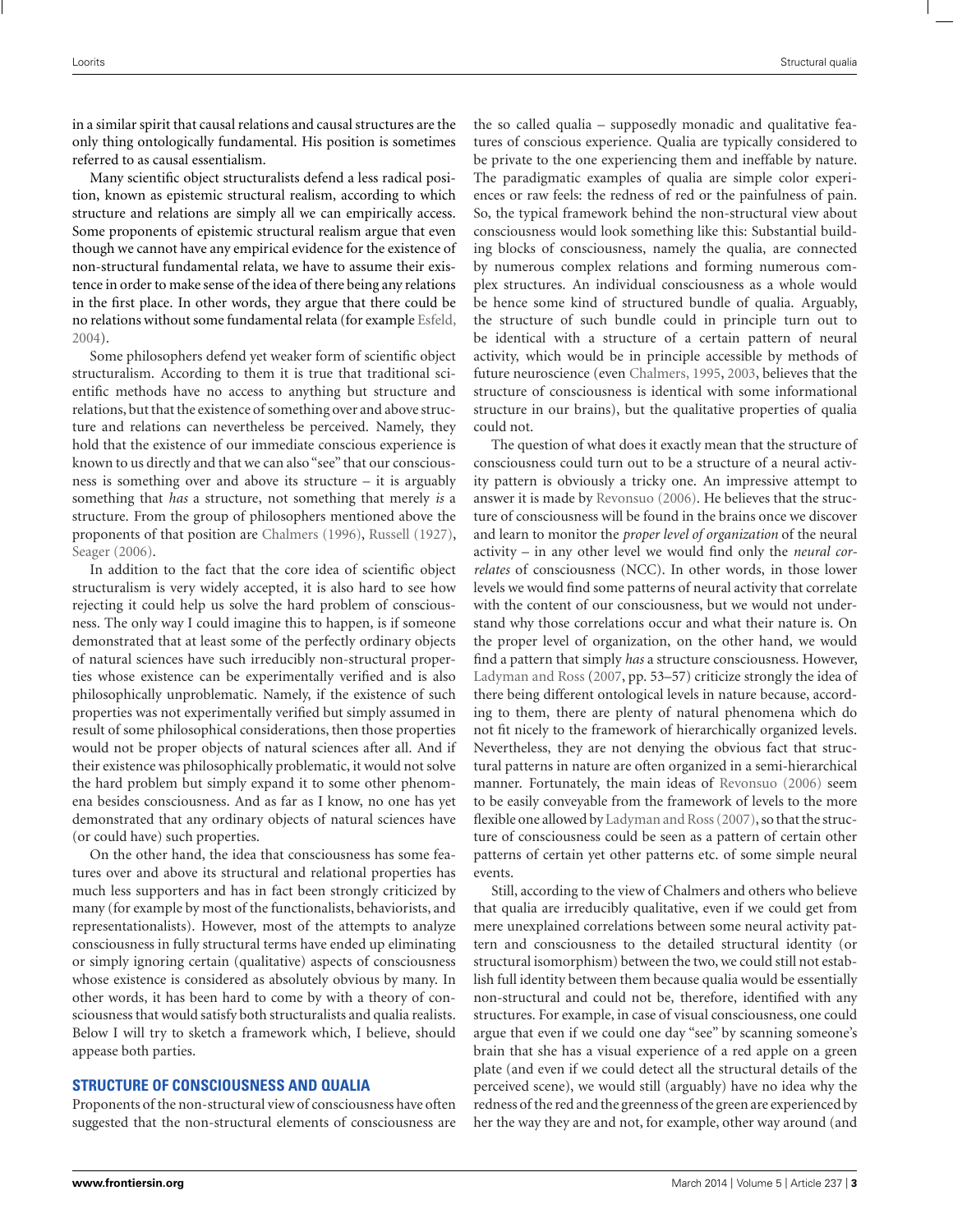in a similar spirit that causal relations and causal structures are the only thing ontologically fundamental. His position is sometimes referred to as causal essentialism.

Many scientific object structuralists defend a less radical position, known as epistemic structural realism, according to which structure and relations are simply all we can empirically access. Some proponents of epistemic structural realism argue that even though we cannot have any empirical evidence for the existence of non-structural fundamental relata, we have to assume their existence in order to make sense of the idea of there being any relations in the first place. In other words, they argue that there could be no relations without some fundamental relata (for example Esfeld, 2004).

Some philosophers defend yet weaker form of scientific object structuralism. According to them it is true that traditional scientific methods have no access to anything but structure and relations, but that the existence of something over and above structure and relations can nevertheless be perceived. Namely, they hold that the existence of our immediate conscious experience is known to us directly and that we can also "see" that our consciousness is something over and above its structure – it is arguably something that *has* a structure, not something that merely *is* a structure. From the group of philosophers mentioned above the proponents of that position are Chalmers (1996), Russell (1927), Seager (2006).

In addition to the fact that the core idea of scientific object structuralism is very widely accepted, it is also hard to see how rejecting it could help us solve the hard problem of consciousness. The only way I could imagine this to happen, is if someone demonstrated that at least some of the perfectly ordinary objects of natural sciences have such irreducibly non-structural properties whose existence can be experimentally verified and is also philosophically unproblematic. Namely, if the existence of such properties was not experimentally verified but simply assumed in result of some philosophical considerations, then those properties would not be proper objects of natural sciences after all. And if their existence was philosophically problematic, it would not solve the hard problem but simply expand it to some other phenomena besides consciousness. And as far as I know, no one has yet demonstrated that any ordinary objects of natural sciences have (or could have) such properties.

On the other hand, the idea that consciousness has some features over and above its structural and relational properties has much less supporters and has in fact been strongly criticized by many (for example by most of the functionalists, behaviorists, and representationalists). However, most of the attempts to analyze consciousness in fully structural terms have ended up eliminating or simply ignoring certain (qualitative) aspects of consciousness whose existence is considered as absolutely obvious by many. In other words, it has been hard to come by with a theory of consciousness that would satisfy both structuralists and qualia realists. Below I will try to sketch a framework which, I believe, should appease both parties.

## STRUCTURE OF CONSCIOUSNESS AND QUALIA

Proponents of the non-structural view of consciousness have often suggested that the non-structural elements of consciousness are the so called qualia – supposedly monadic and qualitative features of conscious experience. Qualia are typically considered to be private to the one experiencing them and ineffable by nature. The paradigmatic examples of qualia are simple color experiences or raw feels: the redness of red or the painfulness of pain. So, the typical framework behind the non-structural view about consciousness would look something like this: Substantial building blocks of consciousness, namely the qualia, are connected by numerous complex relations and forming numerous complex structures. An individual consciousness as a whole would be hence some kind of structured bundle of qualia. Arguably, the structure of such bundle could in principle turn out to be identical with a structure of a certain pattern of neural activity, which would be in principle accessible by methods of future neuroscience (even Chalmers, 1995, 2003, believes that the structure of consciousness is identical with some informational structure in our brains), but the qualitative properties of qualia could not.

The question of what does it exactly mean that the structure of consciousness could turn out to be a structure of a neural activity pattern is obviously a tricky one. An impressive attempt to answer it is made by Revonsuo (2006). He believes that the structure of consciousness will be found in the brains once we discover and learn to monitor the *proper level of organization* of the neural activity – in any other level we would find only the *neural correlates* of consciousness (NCC). In other words, in those lower levels we would find some patterns of neural activity that correlate with the content of our consciousness, but we would not understand why those correlations occur and what their nature is. On the proper level of organization, on the other hand, we would find a pattern that simply *has* a structure consciousness. However, Ladyman and Ross (2007, pp. 53–57) criticize strongly the idea of there being different ontological levels in nature because, according to them, there are plenty of natural phenomena which do not fit nicely to the framework of hierarchically organized levels. Nevertheless, they are not denying the obvious fact that structural patterns in nature are often organized in a semi-hierarchical manner. Fortunately, the main ideas of Revonsuo (2006) seem to be easily conveyable from the framework of levels to the more flexible one allowed by Ladyman and Ross (2007), so that the structure of consciousness could be seen as a pattern of certain other patterns of certain yet other patterns etc. of some simple neural events.

Still, according to the view of Chalmers and others who believe that qualia are irreducibly qualitative, even if we could get from mere unexplained correlations between some neural activity pattern and consciousness to the detailed structural identity (or structural isomorphism) between the two, we could still not establish full identity between them because qualia would be essentially non-structural and could not be, therefore, identified with any structures. For example, in case of visual consciousness, one could argue that even if we could one day "see" by scanning someone's brain that she has a visual experience of a red apple on a green plate (and even if we could detect all the structural details of the perceived scene), we would still (arguably) have no idea why the redness of the red and the greenness of the green are experienced by her the way they are and not, for example, other way around (and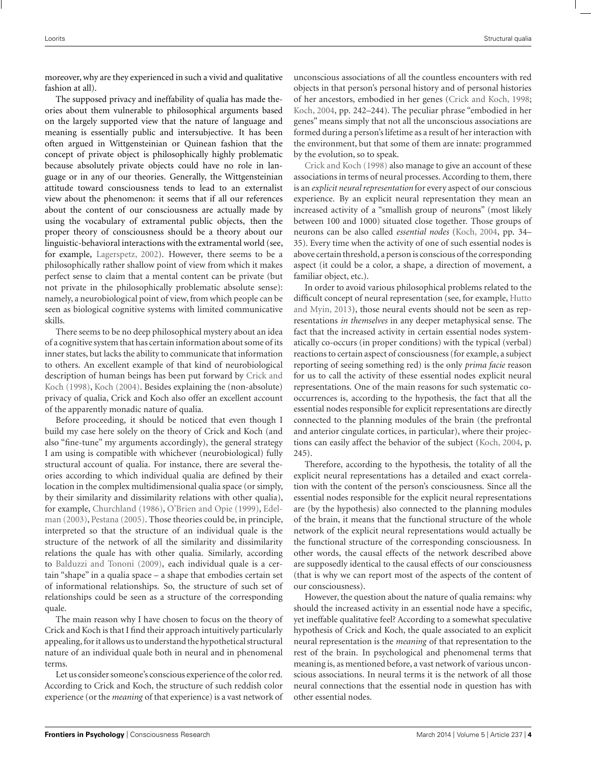moreover, why are they experienced in such a vivid and qualitative fashion at all).

The supposed privacy and ineffability of qualia has made theories about them vulnerable to philosophical arguments based on the largely supported view that the nature of language and meaning is essentially public and intersubjective. It has been often argued in Wittgensteinian or Quinean fashion that the concept of private object is philosophically highly problematic because absolutely private objects could have no role in language or in any of our theories. Generally, the Wittgensteinian attitude toward consciousness tends to lead to an externalist view about the phenomenon: it seems that if all our references about the content of our consciousness are actually made by using the vocabulary of extramental public objects, then the proper theory of consciousness should be a theory about our linguistic-behavioral interactions with the extramental world (see, for example, Lagerspetz, 2002). However, there seems to be a philosophically rather shallow point of view from which it makes perfect sense to claim that a mental content can be private (but not private in the philosophically problematic absolute sense): namely, a neurobiological point of view, from which people can be seen as biological cognitive systems with limited communicative skills.

There seems to be no deep philosophical mystery about an idea of a cognitive system that has certain information about some of its inner states, but lacks the ability to communicate that information to others. An excellent example of that kind of neurobiological description of human beings has been put forward by Crick and Koch (1998), Koch (2004). Besides explaining the (non-absolute) privacy of qualia, Crick and Koch also offer an excellent account of the apparently monadic nature of qualia.

Before proceeding, it should be noticed that even though I build my case here solely on the theory of Crick and Koch (and also "fine-tune" my arguments accordingly), the general strategy I am using is compatible with whichever (neurobiological) fully structural account of qualia. For instance, there are several theories according to which individual qualia are defined by their location in the complex multidimensional qualia space (or simply, by their similarity and dissimilarity relations with other qualia), for example, Churchland (1986), O'Brien and Opie (1999), Edelman (2003), Pestana (2005). Those theories could be, in principle, interpreted so that the structure of an individual quale is the structure of the network of all the similarity and dissimilarity relations the quale has with other qualia. Similarly, according to Balduzzi and Tononi (2009), each individual quale is a certain "shape" in a qualia space – a shape that embodies certain set of informational relationships. So, the structure of such set of relationships could be seen as a structure of the corresponding quale.

The main reason why I have chosen to focus on the theory of Crick and Koch is that I find their approach intuitively particularly appealing, for it allows us to understand the hypothetical structural nature of an individual quale both in neural and in phenomenal terms.

Let us consider someone's conscious experience of the color red. According to Crick and Koch, the structure of such reddish color experience (or the *meaning* of that experience) is a vast network of unconscious associations of all the countless encounters with red objects in that person's personal history and of personal histories of her ancestors, embodied in her genes (Crick and Koch, 1998; Koch, 2004, pp. 242–244). The peculiar phrase "embodied in her genes" means simply that not all the unconscious associations are formed during a person's lifetime as a result of her interaction with the environment, but that some of them are innate: programmed by the evolution, so to speak.

Crick and Koch (1998) also manage to give an account of these associations in terms of neural processes. According to them, there is an *explicit neural representation* for every aspect of our conscious experience. By an explicit neural representation they mean an increased activity of a "smallish group of neurons" (most likely between 100 and 1000) situated close together. Those groups of neurons can be also called *essential nodes* (Koch, 2004, pp. 34–35). Every time when the activity of one of such essential nodes is above certain threshold, a person is conscious of the corresponding aspect (it could be a color, a shape, a direction of movement, a familiar object, etc.).

In order to avoid various philosophical problems related to the difficult concept of neural representation (see, for example, Hutto and Myin, 2013), those neural events should not be seen as representations *in themselves* in any deeper metaphysical sense. The fact that the increased activity in certain essential nodes systematically co-occurs (in proper conditions) with the typical (verbal) reactions to certain aspect of consciousness (for example, a subject reporting of seeing something red) is the only *prima facie* reason for us to call the activity of these essential nodes explicit neural representations. One of the main reasons for such systematic co-occurrences is, according to the hypothesis, the fact that all the essential nodes responsible for explicit representations are directly connected to the planning modules of the brain (the prefrontal and anterior cingulate cortices, in particular), where their projections can easily affect the behavior of the subject (Koch, 2004, p. 245).

Therefore, according to the hypothesis, the totality of all the explicit neural representations has a detailed and exact correlation with the content of the person's consciousness. Since all the essential nodes responsible for the explicit neural representations are (by the hypothesis) also connected to the planning modules of the brain, it means that the functional structure of the whole network of the explicit neural representations would actually be the functional structure of the corresponding consciousness. In other words, the causal effects of the network described above are supposedly identical to the causal effects of our consciousness (that is why we can report most of the aspects of the content of our consciousness).

However, the question about the nature of qualia remains: why should the increased activity in an essential node have a specific, yet ineffable qualitative feel? According to a somewhat speculative hypothesis of Crick and Koch, the quale associated to an explicit neural representation is the *meaning* of that representation to the rest of the brain. In psychological and phenomenal terms that meaning is, as mentioned before, a vast network of various unconscious associations. In neural terms it is the network of all those neural connections that the essential node in question has with other essential nodes.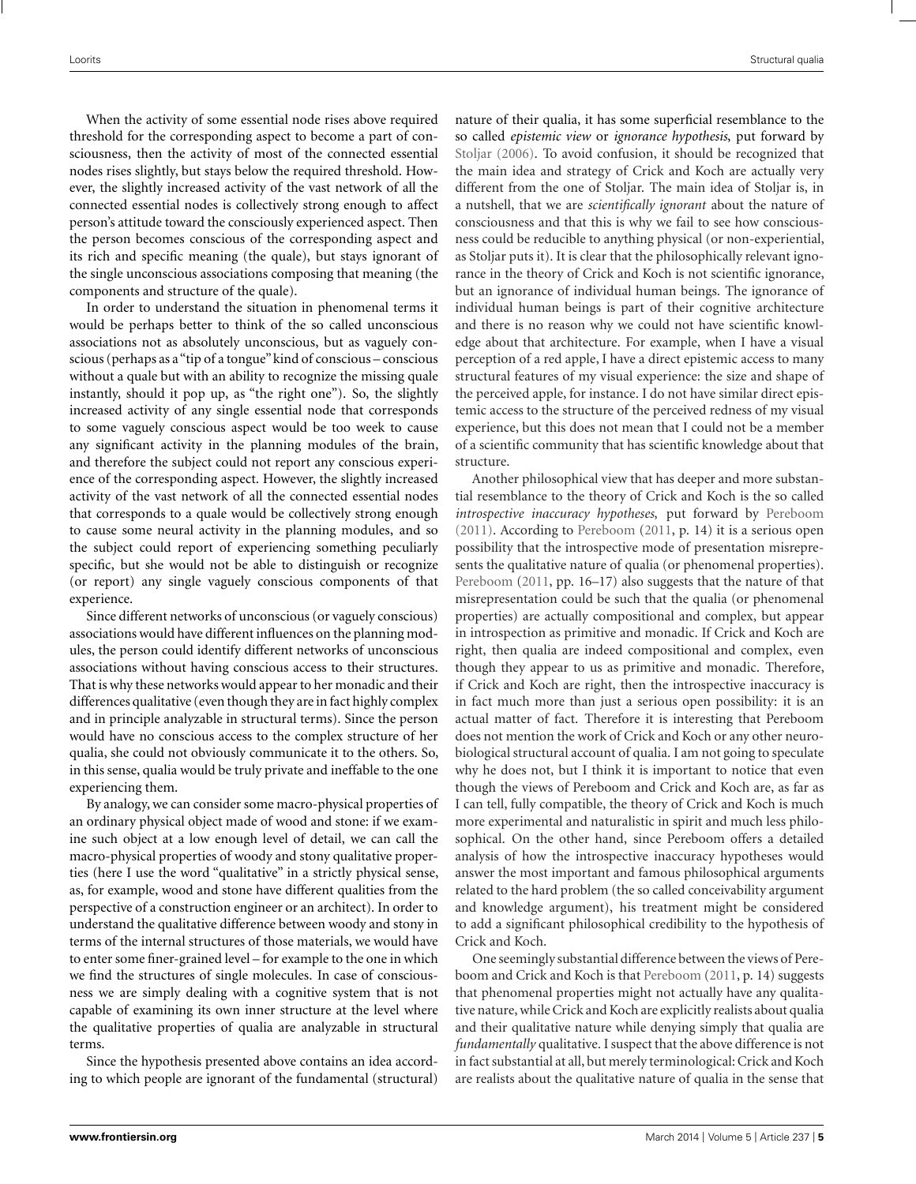When the activity of some essential node rises above required threshold for the corresponding aspect to become a part of consciousness, then the activity of most of the connected essential nodes rises slightly, but stays below the required threshold. However, the slightly increased activity of the vast network of all the connected essential nodes is collectively strong enough to affect person's attitude toward the consciously experienced aspect. Then the person becomes conscious of the corresponding aspect and its rich and specific meaning (the quale), but stays ignorant of the single unconscious associations composing that meaning (the components and structure of the quale).

In order to understand the situation in phenomenal terms it would be perhaps better to think of the so called unconscious associations not as absolutely unconscious, but as vaguely conscious (perhaps as a "tip of a tongue" kind of conscious – conscious without a quale but with an ability to recognize the missing quale instantly, should it pop up, as "the right one"). So, the slightly increased activity of any single essential node that corresponds to some vaguely conscious aspect would be too week to cause any significant activity in the planning modules of the brain, and therefore the subject could not report any conscious experience of the corresponding aspect. However, the slightly increased activity of the vast network of all the connected essential nodes that corresponds to a quale would be collectively strong enough to cause some neural activity in the planning modules, and so the subject could report of experiencing something peculiarly specific, but she would not be able to distinguish or recognize (or report) any single vaguely conscious components of that experience.

Since different networks of unconscious (or vaguely conscious) associations would have different influences on the planning modules, the person could identify different networks of unconscious associations without having conscious access to their structures. That is why these networks would appear to her monadic and their differences qualitative (even though they are in fact highly complex and in principle analyzable in structural terms). Since the person would have no conscious access to the complex structure of her qualia, she could not obviously communicate it to the others. So, in this sense, qualia would be truly private and ineffable to the one experiencing them.

By analogy, we can consider some macro-physical properties of an ordinary physical object made of wood and stone: if we examine such object at a low enough level of detail, we can call the macro-physical properties of woody and stony qualitative properties (here I use the word "qualitative" in a strictly physical sense, as, for example, wood and stone have different qualities from the perspective of a construction engineer or an architect). In order to understand the qualitative difference between woody and stony in terms of the internal structures of those materials, we would have to enter some finer-grained level – for example to the one in which we find the structures of single molecules. In case of consciousness we are simply dealing with a cognitive system that is not capable of examining its own inner structure at the level where the qualitative properties of qualia are analyzable in structural terms.

Since the hypothesis presented above contains an idea according to which people are ignorant of the fundamental (structural) nature of their qualia, it has some superficial resemblance to the so called *epistemic view* or *ignorance hypothesis*, put forward by Stoljar (2006). To avoid confusion, it should be recognized that the main idea and strategy of Crick and Koch are actually very different from the one of Stoljar. The main idea of Stoljar is, in a nutshell, that we are *scientifically ignorant* about the nature of consciousness and that this is why we fail to see how consciousness could be reducible to anything physical (or non-experiential, as Stoljar puts it). It is clear that the philosophically relevant ignorance in the theory of Crick and Koch is not scientific ignorance, but an ignorance of individual human beings. The ignorance of individual human beings is part of their cognitive architecture and there is no reason why we could not have scientific knowledge about that architecture. For example, when I have a visual perception of a red apple, I have a direct epistemic access to many structural features of my visual experience: the size and shape of the perceived apple, for instance. I do not have similar direct epistemic access to the structure of the perceived redness of my visual experience, but this does not mean that I could not be a member of a scientific community that has scientific knowledge about that structure.

Another philosophical view that has deeper and more substantial resemblance to the theory of Crick and Koch is the so called *introspective inaccuracy hypotheses*, put forward by Pereboom (2011). According to Pereboom (2011, p. 14) it is a serious open possibility that the introspective mode of presentation misrepresents the qualitative nature of qualia (or phenomenal properties). Pereboom (2011, pp. 16–17) also suggests that the nature of that misrepresentation could be such that the qualia (or phenomenal properties) are actually compositional and complex, but appear in introspection as primitive and monadic. If Crick and Koch are right, then qualia are indeed compositional and complex, even though they appear to us as primitive and monadic. Therefore, if Crick and Koch are right, then the introspective inaccuracy is in fact much more than just a serious open possibility: it is an actual matter of fact. Therefore it is interesting that Pereboom does not mention the work of Crick and Koch or any other neurobiological structural account of qualia. I am not going to speculate why he does not, but I think it is important to notice that even though the views of Pereboom and Crick and Koch are, as far as I can tell, fully compatible, the theory of Crick and Koch is much more experimental and naturalistic in spirit and much less philosophical. On the other hand, since Pereboom offers a detailed analysis of how the introspective inaccuracy hypotheses would answer the most important and famous philosophical arguments related to the hard problem (the so called conceivability argument and knowledge argument), his treatment might be considered to add a significant philosophical credibility to the hypothesis of Crick and Koch.

One seemingly substantial difference between the views of Pereboom and Crick and Koch is that Pereboom (2011, p. 14) suggests that phenomenal properties might not actually have any qualitative nature, while Crick and Koch are explicitly realists about qualia and their qualitative nature while denying simply that qualia are *fundamentally* qualitative. I suspect that the above difference is not in fact substantial at all, but merely terminological: Crick and Koch are realists about the qualitative nature of qualia in the sense that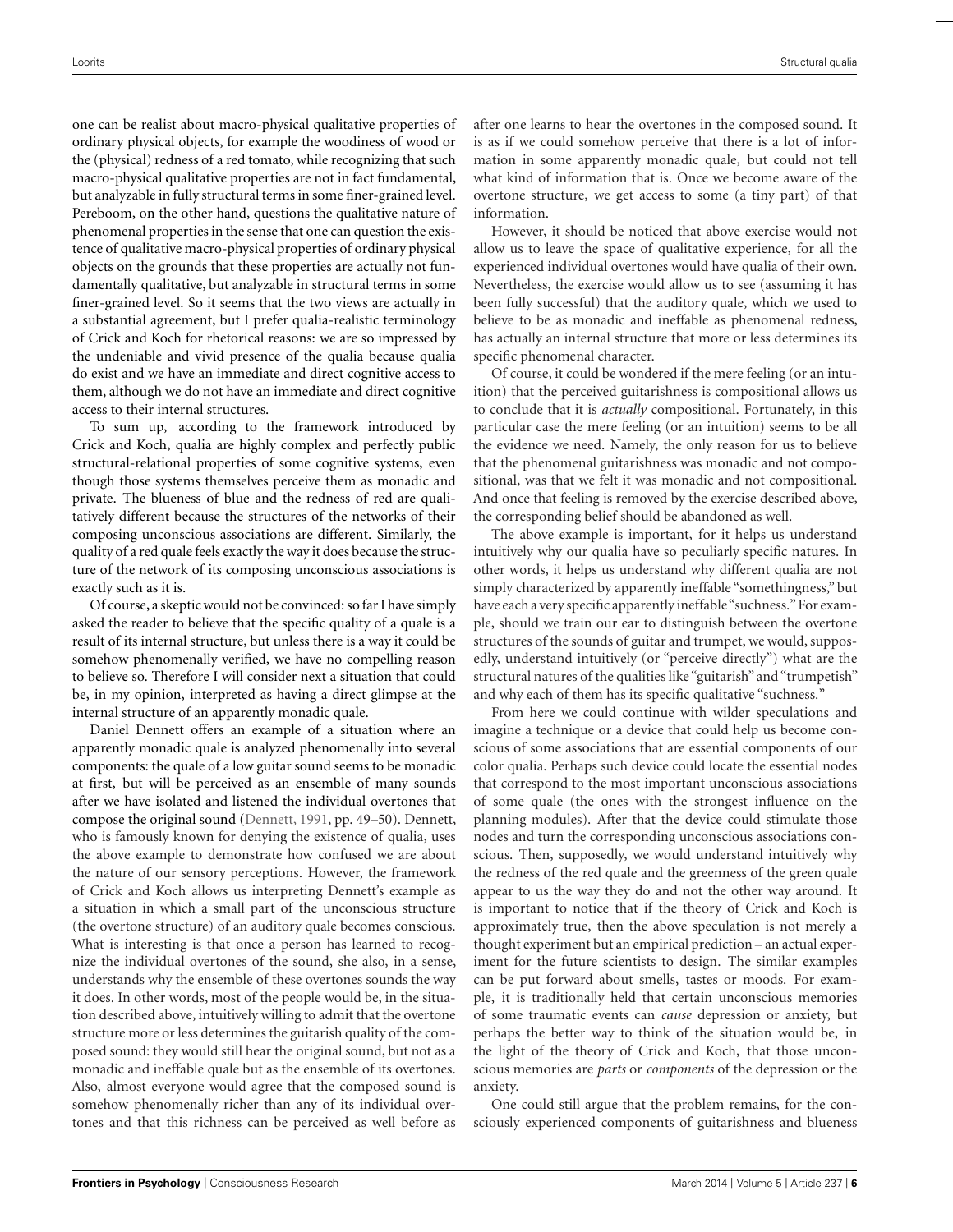one can be realist about macro-physical qualitative properties of ordinary physical objects, for example the woodiness of wood or the (physical) redness of a red tomato, while recognizing that such macro-physical qualitative properties are not in fact fundamental, but analyzable in fully structural terms in some finer-grained level. Pereboom, on the other hand, questions the qualitative nature of phenomenal properties in the sense that one can question the existence of qualitative macro-physical properties of ordinary physical objects on the grounds that these properties are actually not fundamentally qualitative, but analyzable in structural terms in some finer-grained level. So it seems that the two views are actually in a substantial agreement, but I prefer qualia-realistic terminology of Crick and Koch for rhetorical reasons: we are so impressed by the undeniable and vivid presence of the qualia because qualia do exist and we have an immediate and direct cognitive access to them, although we do not have an immediate and direct cognitive access to their internal structures.

To sum up, according to the framework introduced by Crick and Koch, qualia are highly complex and perfectly public structural-relational properties of some cognitive systems, even though those systems themselves perceive them as monadic and private. The blueness of blue and the redness of red are qualitatively different because the structures of the networks of their composing unconscious associations are different. Similarly, the quality of a red quale feels exactly the way it does because the structure of the network of its composing unconscious associations is exactly such as it is.

Of course, a skeptic would not be convinced: so far I have simply asked the reader to believe that the specific quality of a quale is a result of its internal structure, but unless there is a way it could be somehow phenomenally verified, we have no compelling reason to believe so. Therefore I will consider next a situation that could be, in my opinion, interpreted as having a direct glimpse at the internal structure of an apparently monadic quale.

Daniel Dennett offers an example of a situation where an apparently monadic quale is analyzed phenomenally into several components: the quale of a low guitar sound seems to be monadic at first, but will be perceived as an ensemble of many sounds after we have isolated and listened the individual overtones that compose the original sound (Dennett, 1991, pp. 49–50). Dennett, who is famously known for denying the existence of qualia, uses the above example to demonstrate how confused we are about the nature of our sensory perceptions. However, the framework of Crick and Koch allows us interpreting Dennett's example as a situation in which a small part of the unconscious structure (the overtone structure) of an auditory quale becomes conscious. What is interesting is that once a person has learned to recognize the individual overtones of the sound, she also, in a sense, understands why the ensemble of these overtones sounds the way it does. In other words, most of the people would be, in the situation described above, intuitively willing to admit that the overtone structure more or less determines the guitarish quality of the composed sound: they would still hear the original sound, but not as a monadic and ineffable quale but as the ensemble of its overtones. Also, almost everyone would agree that the composed sound is somehow phenomenally richer than any of its individual overtones and that this richness can be perceived as well before as after one learns to hear the overtones in the composed sound. It is as if we could somehow perceive that there is a lot of information in some apparently monadic quale, but could not tell what kind of information that is. Once we become aware of the overtone structure, we get access to some (a tiny part) of that information.

However, it should be noticed that above exercise would not allow us to leave the space of qualitative experience, for all the experienced individual overtones would have qualia of their own. Nevertheless, the exercise would allow us to see (assuming it has been fully successful) that the auditory quale, which we used to believe to be as monadic and ineffable as phenomenal redness, has actually an internal structure that more or less determines its specific phenomenal character.

Of course, it could be wondered if the mere feeling (or an intuition) that the perceived guitarishness is compositional allows us to conclude that it is *actually* compositional. Fortunately, in this particular case the mere feeling (or an intuition) seems to be all the evidence we need. Namely, the only reason for us to believe that the phenomenal guitarishness was monadic and not compositional, was that we felt it was monadic and not compositional. And once that feeling is removed by the exercise described above, the corresponding belief should be abandoned as well.

The above example is important, for it helps us understand intuitively why our qualia have so peculiarly specific natures. In other words, it helps us understand why different qualia are not simply characterized by apparently ineffable "somethingness," but have each a very specific apparently ineffable "suchness." For example, should we train our ear to distinguish between the overtone structures of the sounds of guitar and trumpet, we would, supposedly, understand intuitively (or "perceive directly") what are the structural natures of the qualities like "guitarish" and "trumpetish" and why each of them has its specific qualitative "suchness."

From here we could continue with wilder speculations and imagine a technique or a device that could help us become conscious of some associations that are essential components of our color qualia. Perhaps such device could locate the essential nodes that correspond to the most important unconscious associations of some quale (the ones with the strongest influence on the planning modules). After that the device could stimulate those nodes and turn the corresponding unconscious associations conscious. Then, supposedly, we would understand intuitively why the redness of the red quale and the greenness of the green quale appear to us the way they do and not the other way around. It is important to notice that if the theory of Crick and Koch is approximately true, then the above speculation is not merely a thought experiment but an empirical prediction – an actual experiment for the future scientists to design. The similar examples can be put forward about smells, tastes or moods. For example, it is traditionally held that certain unconscious memories of some traumatic events can *cause* depression or anxiety, but perhaps the better way to think of the situation would be, in the light of the theory of Crick and Koch, that those unconscious memories are *parts* or *components* of the depression or the anxiety.

One could still argue that the problem remains, for the consciously experienced components of guitarishness and blueness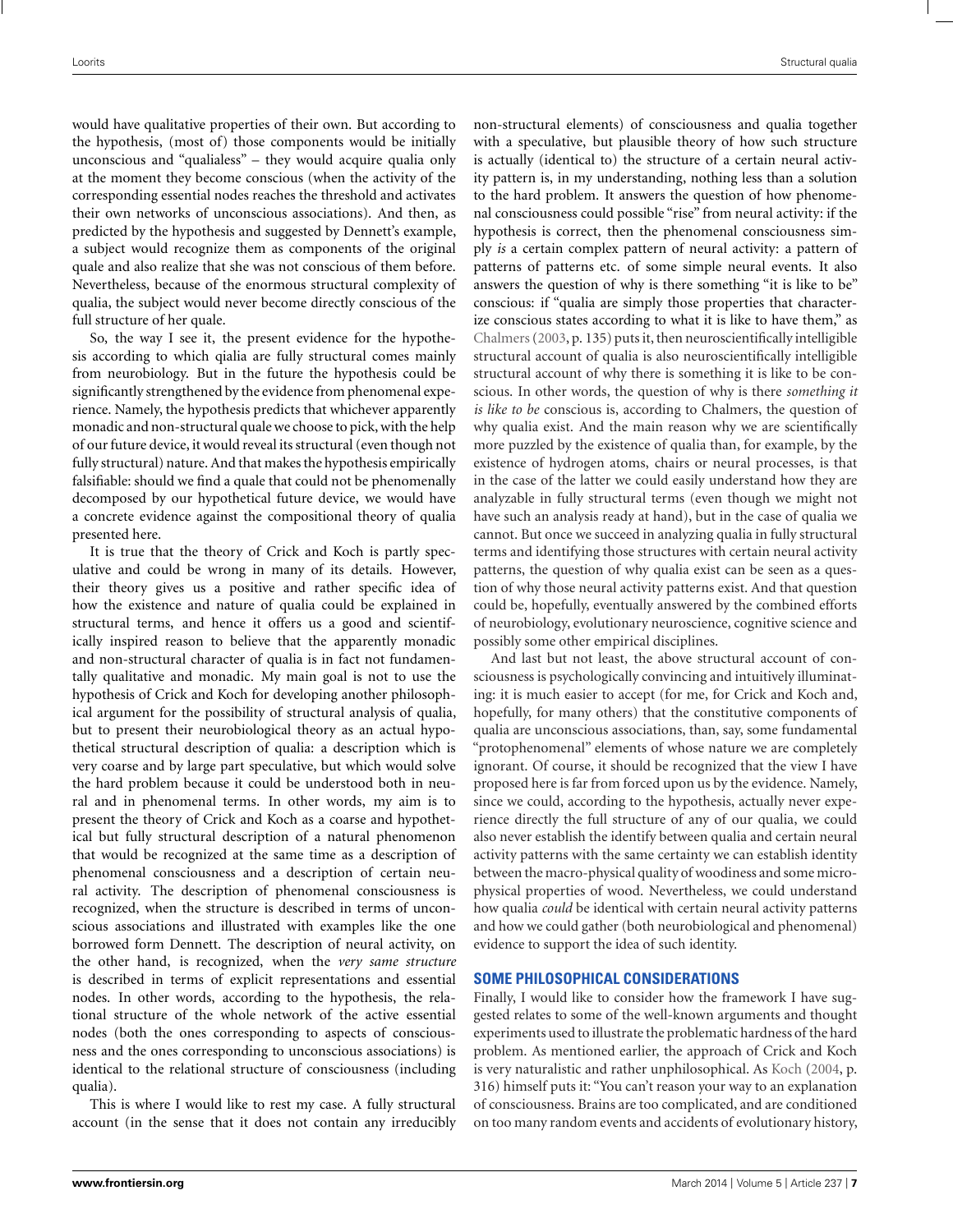would have qualitative properties of their own. But according to the hypothesis, (most of) those components would be initially unconscious and "qualialess" – they would acquire qualia only at the moment they become conscious (when the activity of the corresponding essential nodes reaches the threshold and activates their own networks of unconscious associations). And then, as predicted by the hypothesis and suggested by Dennett's example, a subject would recognize them as components of the original quale and also realize that she was not conscious of them before. Nevertheless, because of the enormous structural complexity of qualia, the subject would never become directly conscious of the full structure of her quale.

So, the way I see it, the present evidence for the hypothesis according to which qialia are fully structural comes mainly from neurobiology. But in the future the hypothesis could be significantly strengthened by the evidence from phenomenal experience. Namely, the hypothesis predicts that whichever apparently monadic and non-structural quale we choose to pick, with the help of our future device, it would reveal its structural (even though not fully structural) nature. And that makes the hypothesis empirically falsifiable: should we find a quale that could not be phenomenally decomposed by our hypothetical future device, we would have a concrete evidence against the compositional theory of qualia presented here.

It is true that the theory of Crick and Koch is partly speculative and could be wrong in many of its details. However, their theory gives us a positive and rather specific idea of how the existence and nature of qualia could be explained in structural terms, and hence it offers us a good and scientifically inspired reason to believe that the apparently monadic and non-structural character of qualia is in fact not fundamentally qualitative and monadic. My main goal is not to use the hypothesis of Crick and Koch for developing another philosophical argument for the possibility of structural analysis of qualia, but to present their neurobiological theory as an actual hypothetical structural description of qualia: a description which is very coarse and by large part speculative, but which would solve the hard problem because it could be understood both in neural and in phenomenal terms. In other words, my aim is to present the theory of Crick and Koch as a coarse and hypothetical but fully structural description of a natural phenomenon that would be recognized at the same time as a description of phenomenal consciousness and a description of certain neural activity. The description of phenomenal consciousness is recognized, when the structure is described in terms of unconscious associations and illustrated with examples like the one borrowed form Dennett. The description of neural activity, on the other hand, is recognized, when the *very same structure* is described in terms of explicit representations and essential nodes. In other words, according to the hypothesis, the relational structure of the whole network of the active essential nodes (both the ones corresponding to aspects of consciousness and the ones corresponding to unconscious associations) is identical to the relational structure of consciousness (including qualia).

This is where I would like to rest my case. A fully structural account (in the sense that it does not contain any irreducibly non-structural elements) of consciousness and qualia together with a speculative, but plausible theory of how such structure is actually (identical to) the structure of a certain neural activity pattern is, in my understanding, nothing less than a solution to the hard problem. It answers the question of how phenomenal consciousness could possible "rise" from neural activity: if the hypothesis is correct, then the phenomenal consciousness simply *is* a certain complex pattern of neural activity: a pattern of patterns of patterns etc. of some simple neural events. It also answers the question of why is there something "it is like to be" conscious: if "qualia are simply those properties that characterize conscious states according to what it is like to have them," as Chalmers (2003, p. 135) puts it, then neuroscientifically intelligible structural account of qualia is also neuroscientifically intelligible structural account of why there is something it is like to be conscious. In other words, the question of why is there *something it is like to be* conscious is, according to Chalmers, the question of why qualia exist. And the main reason why we are scientifically more puzzled by the existence of qualia than, for example, by the existence of hydrogen atoms, chairs or neural processes, is that in the case of the latter we could easily understand how they are analyzable in fully structural terms (even though we might not have such an analysis ready at hand), but in the case of qualia we cannot. But once we succeed in analyzing qualia in fully structural terms and identifying those structures with certain neural activity patterns, the question of why qualia exist can be seen as a question of why those neural activity patterns exist. And that question could be, hopefully, eventually answered by the combined efforts of neurobiology, evolutionary neuroscience, cognitive science and possibly some other empirical disciplines.

And last but not least, the above structural account of consciousness is psychologically convincing and intuitively illuminating: it is much easier to accept (for me, for Crick and Koch and, hopefully, for many others) that the constitutive components of qualia are unconscious associations, than, say, some fundamental "protophenomenal" elements of whose nature we are completely ignorant. Of course, it should be recognized that the view I have proposed here is far from forced upon us by the evidence. Namely, since we could, according to the hypothesis, actually never experience directly the full structure of any of our qualia, we could also never establish the identify between qualia and certain neural activity patterns with the same certainty we can establish identity between the macro-physical quality of woodiness and some micro-physical properties of wood. Nevertheless, we could understand how qualia *could* be identical with certain neural activity patterns and how we could gather (both neurobiological and phenomenal) evidence to support the idea of such identity.

## SOME PHILOSOPHICAL CONSIDERATIONS

Finally, I would like to consider how the framework I have suggested relates to some of the well-known arguments and thought experiments used to illustrate the problematic hardness of the hard problem. As mentioned earlier, the approach of Crick and Koch is very naturalistic and rather unphilosophical. As Koch (2004, p. 316) himself puts it: "You can't reason your way to an explanation of consciousness. Brains are too complicated, and are conditioned on too many random events and accidents of evolutionary history,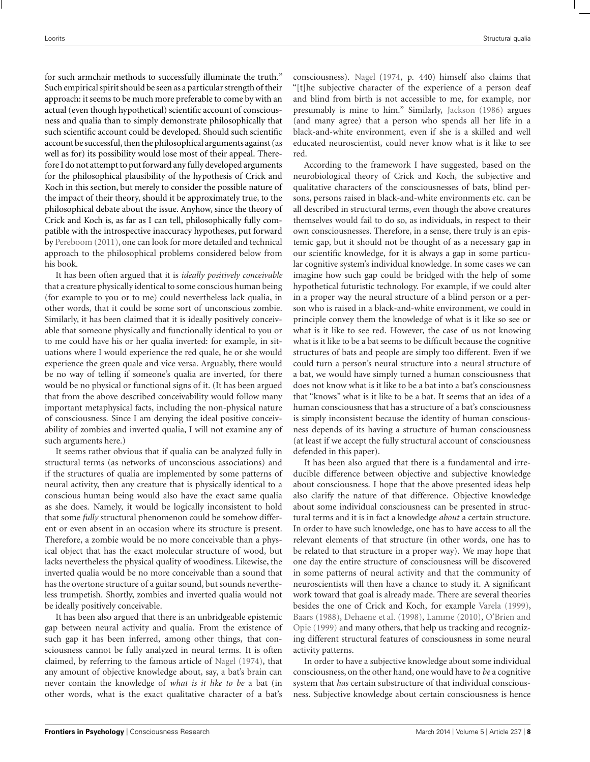for such armchair methods to successfully illuminate the truth." Such empirical spirit should be seen as a particular strength of their approach: it seems to be much more preferable to come by with an actual (even though hypothetical) scientific account of consciousness and qualia than to simply demonstrate philosophically that such scientific account could be developed. Should such scientific account be successful, then the philosophical arguments against (as well as for) its possibility would lose most of their appeal. Therefore I do not attempt to put forward any fully developed arguments for the philosophical plausibility of the hypothesis of Crick and Koch in this section, but merely to consider the possible nature of the impact of their theory, should it be approximately true, to the philosophical debate about the issue. Anyhow, since the theory of Crick and Koch is, as far as I can tell, philosophically fully compatible with the introspective inaccuracy hypotheses, put forward by Pereboom (2011), one can look for more detailed and technical approach to the philosophical problems considered below from his book.

It has been often argued that it is *ideally positively conceivable* that a creature physically identical to some conscious human being (for example to you or to me) could nevertheless lack qualia, in other words, that it could be some sort of unconscious zombie. Similarly, it has been claimed that it is ideally positively conceivable that someone physically and functionally identical to you or to me could have his or her qualia inverted: for example, in situations where I would experience the red quale, he or she would experience the green quale and vice versa. Arguably, there would be no way of telling if someone's qualia are inverted, for there would be no physical or functional signs of it. (It has been argued that from the above described conceivability would follow many important metaphysical facts, including the non-physical nature of consciousness. Since I am denying the ideal positive conceivability of zombies and inverted qualia, I will not examine any of such arguments here.)

It seems rather obvious that if qualia can be analyzed fully in structural terms (as networks of unconscious associations) and if the structures of qualia are implemented by some patterns of neural activity, then any creature that is physically identical to a conscious human being would also have the exact same qualia as she does. Namely, it would be logically inconsistent to hold that some *fully* structural phenomenon could be somehow different or even absent in an occasion where its structure is present. Therefore, a zombie would be no more conceivable than a physical object that has the exact molecular structure of wood, but lacks nevertheless the physical quality of woodiness. Likewise, the inverted qualia would be no more conceivable than a sound that has the overtone structure of a guitar sound, but sounds nevertheless trumpetish. Shortly, zombies and inverted qualia would not be ideally positively conceivable.

It has been also argued that there is an unbridgeable epistemic gap between neural activity and qualia. From the existence of such gap it has been inferred, among other things, that consciousness cannot be fully analyzed in neural terms. It is often claimed, by referring to the famous article of Nagel (1974), that any amount of objective knowledge about, say, a bat's brain can never contain the knowledge of *what is it like to be* a bat (in other words, what is the exact qualitative character of a bat's consciousness). Nagel (1974, p. 440) himself also claims that "[t]he subjective character of the experience of a person deaf and blind from birth is not accessible to me, for example, nor presumably is mine to him." Similarly, Jackson (1986) argues (and many agree) that a person who spends all her life in a black-and-white environment, even if she is a skilled and well educated neuroscientist, could never know what is it like to see red.

According to the framework I have suggested, based on the neurobiological theory of Crick and Koch, the subjective and qualitative characters of the consciousnesses of bats, blind persons, persons raised in black-and-white environments etc. can be all described in structural terms, even though the above creatures themselves would fail to do so, as individuals, in respect to their own consciousnesses. Therefore, in a sense, there truly is an epistemic gap, but it should not be thought of as a necessary gap in our scientific knowledge, for it is always a gap in some particular cognitive system's individual knowledge. In some cases we can imagine how such gap could be bridged with the help of some hypothetical futuristic technology. For example, if we could alter in a proper way the neural structure of a blind person or a person who is raised in a black-and-white environment, we could in principle convey them the knowledge of what is it like so see or what is it like to see red. However, the case of us not knowing what is it like to be a bat seems to be difficult because the cognitive structures of bats and people are simply too different. Even if we could turn a person's neural structure into a neural structure of a bat, we would have simply turned a human consciousness that does not know what is it like to be a bat into a bat's consciousness that "knows" what is it like to be a bat. It seems that an idea of a human consciousness that has a structure of a bat's consciousness is simply inconsistent because the identity of human consciousness depends of its having a structure of human consciousness (at least if we accept the fully structural account of consciousness defended in this paper).

It has been also argued that there is a fundamental and irreducible difference between objective and subjective knowledge about consciousness. I hope that the above presented ideas help also clarify the nature of that difference. Objective knowledge about some individual consciousness can be presented in structural terms and it is in fact a knowledge *about* a certain structure. In order to have such knowledge, one has to have access to all the relevant elements of that structure (in other words, one has to be related to that structure in a proper way). We may hope that one day the entire structure of consciousness will be discovered in some patterns of neural activity and that the community of neuroscientists will then have a chance to study it. A significant work toward that goal is already made. There are several theories besides the one of Crick and Koch, for example Varela (1999), Baars (1988), Dehaene et al. (1998), Lamme (2010), O'Brien and Opie (1999) and many others, that help us tracking and recognizing different structural features of consciousness in some neural activity patterns.

In order to have a subjective knowledge about some individual consciousness, on the other hand, one would have to *be* a cognitive system that *has* certain substructure of that individual consciousness. Subjective knowledge about certain consciousness is hence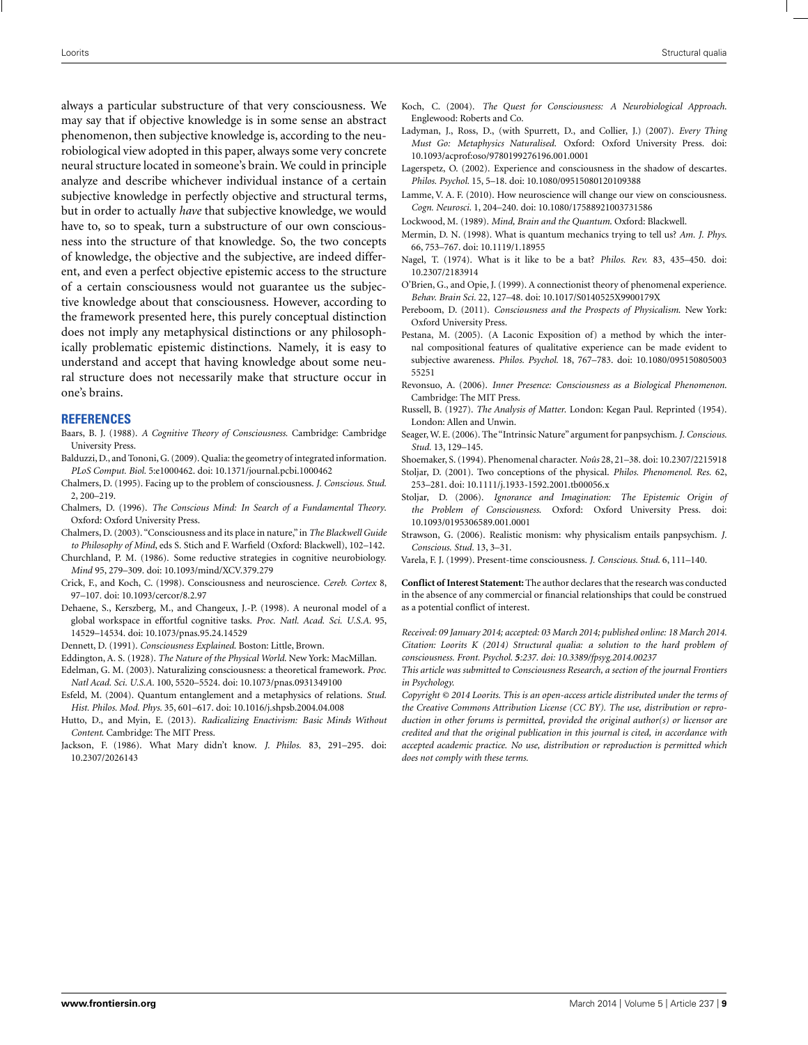always a particular substructure of that very consciousness. We may say that if objective knowledge is in some sense an abstract phenomenon, then subjective knowledge is, according to the neurobiological view adopted in this paper, always some very concrete neural structure located in someone's brain. We could in principle analyze and describe whichever individual instance of a certain subjective knowledge in perfectly objective and structural terms, but in order to actually *have* that subjective knowledge, we would have to, so to speak, turn a substructure of our own consciousness into the structure of that knowledge. So, the two concepts of knowledge, the objective and the subjective, are indeed different, and even a perfect objective epistemic access to the structure of a certain consciousness would not guarantee us the subjective knowledge about that consciousness. However, according to the framework presented here, this purely conceptual distinction does not imply any metaphysical distinctions or any philosophically problematic epistemic distinctions. Namely, it is easy to understand and accept that having knowledge about some neural structure does not necessarily make that structure occur in one's brains.

## REFERENCES

Baars, B. J. (1988). *A Cognitive Theory of Consciousness.* Cambridge: Cambridge University Press.

Balduzzi, D., and Tononi, G. (2009). Qualia: the geometry of integrated information. *PLoS Comput. Biol.* 5:e1000462. doi: 10.1371/journal.pcbi.1000462

Chalmers, D. (1995). Facing up to the problem of consciousness. *J. Conscious. Stud.* 2, 200–219.

Chalmers, D. (1996). *The Conscious Mind: In Search of a Fundamental Theory.* Oxford: Oxford University Press.

Chalmers, D. (2003). "Consciousness and its place in nature," in *The Blackwell Guide to Philosophy of Mind*, eds S. Stich and F. Warfield (Oxford: Blackwell), 102–142.

Churchland, P. M. (1986). Some reductive strategies in cognitive neurobiology. *Mind* 95, 279–309. doi: 10.1093/mind/XCV.379.279

Crick, F., and Koch, C. (1998). Consciousness and neuroscience. *Cereb. Cortex* 8, 97–107. doi: 10.1093/cercor/8.2.97

Dehaene, S., Kerszberg, M., and Changeux, J.-P. (1998). A neuronal model of a global workspace in effortful cognitive tasks. *Proc. Natl. Acad. Sci. U.S.A.* 95, 14529–14534. doi: 10.1073/pnas.95.24.14529

Dennett, D. (1991). *Consciousness Explained.* Boston: Little, Brown.

Eddington, A. S. (1928). *The Nature of the Physical World.* New York: MacMillan.

Edelman, G. M. (2003). Naturalizing consciousness: a theoretical framework. *Proc. Natl Acad. Sci. U.S.A.* 100, 5520–5524. doi: 10.1073/pnas.0931349100

Esfeld, M. (2004). Quantum entanglement and a metaphysics of relations. *Stud. Hist. Philos. Mod. Phys.* 35, 601–617. doi: 10.1016/j.shpsb.2004.04.008

Hutto, D., and Myin, E. (2013). *Radicalizing Enactivism: Basic Minds Without Content.* Cambridge: The MIT Press.

Jackson, F. (1986). What Mary didn't know. *J. Philos.* 83, 291–295. doi: 10.2307/2026143

Koch, C. (2004). *The Quest for Consciousness: A Neurobiological Approach.* Englewood: Roberts and Co.

Ladyman, J., Ross, D., (with Spurrett, D., and Collier, J.) (2007). *Every Thing Must Go: Metaphysics Naturalised.* Oxford: Oxford University Press. doi: 10.1093/acprof:oso/9780199276196.001.0001

Lagerspetz, O. (2002). Experience and consciousness in the shadow of descartes. *Philos. Psychol.* 15, 5–18. doi: 10.1080/09515080120109388

Lamme, V. A. F. (2010). How neuroscience will change our view on consciousness. *Cogn. Neurosci.* 1, 204–240. doi: 10.1080/17588921003731586

Lockwood, M. (1989). *Mind, Brain and the Quantum.* Oxford: Blackwell.

Mermin, D. N. (1998). What is quantum mechanics trying to tell us? *Am. J. Phys.* 66, 753–767. doi: 10.1119/1.18955

Nagel, T. (1974). What is it like to be a bat? *Philos. Rev.* 83, 435–450. doi: 10.2307/2183914

O'Brien, G., and Opie, J. (1999). A connectionist theory of phenomenal experience. *Behav. Brain Sci.* 22, 127–48. doi: 10.1017/S0140525X9900179X

Pereboom, D. (2011). *Consciousness and the Prospects of Physicalism.* New York: Oxford University Press.

Pestana, M. (2005). (A Laconic Exposition of) a method by which the internal compositional features of qualitative experience can be made evident to subjective awareness. *Philos. Psychol.* 18, 767–783. doi: 10.1080/09515080500355251

Revonsuo, A. (2006). *Inner Presence: Consciousness as a Biological Phenomenon.* Cambridge: The MIT Press.

Russell, B. (1927). *The Analysis of Matter.* London: Kegan Paul. Reprinted (1954). London: Allen and Unwin.

Seager, W. E. (2006). The "Intrinsic Nature" argument for panpsychism. *J. Conscious. Stud.* 13, 129–145.

Shoemaker, S. (1994). Phenomenal character. *Noûs* 28, 21–38. doi: 10.2307/2215918

Stoljar, D. (2001). Two conceptions of the physical. *Philos. Phenomenol. Res.* 62, 253–281. doi: 10.1111/j.1933-1592.2001.tb00056.x

Stoljar, D. (2006). *Ignorance and Imagination: The Epistemic Origin of the Problem of Consciousness.* Oxford: Oxford University Press. doi: 10.1093/0195306589.001.0001

Strawson, G. (2006). Realistic monism: why physicalism entails panpsychism. *J. Conscious. Stud.* 13, 3–31.

Varela, F. J. (1999). Present-time consciousness. *J. Conscious. Stud.* 6, 111–140.

**Conflict of Interest Statement:** The author declares that the research was conducted in the absence of any commercial or financial relationships that could be construed as a potential conflict of interest.

*Received: 09 January 2014; accepted: 03 March 2014; published online: 18 March 2014.*

*Citation: Loorits K (2014) Structural qualia: a solution to the hard problem of consciousness. Front. Psychol. **5**:237. doi: 10.3389/fpsyg.2014.00237*

*This article was submitted to Consciousness Research, a section of the journal Frontiers in Psychology.*

*Copyright © 2014 Loorits. This is an open-access article distributed under the terms of the Creative Commons Attribution License (CC BY). The use, distribution or reproduction in other forums is permitted, provided the original author(s) or licensor are credited and that the original publication in this journal is cited, in accordance with accepted academic practice. No use, distribution or reproduction is permitted which does not comply with these terms.*